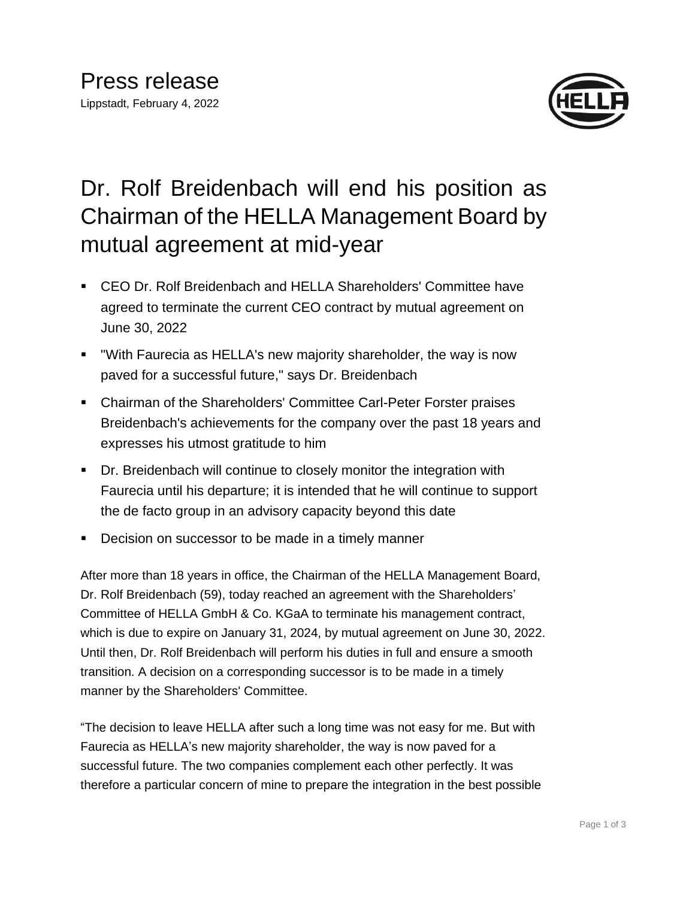# Press release

Lippstadt, February 4, 2022

## Dr. Rolf Breidenbach will end his position as Chairman of the HELLA Management Board by mutual agreement at mid-year

- CEO Dr. Rolf Breidenbach and HELLA Shareholders' Committee have agreed to terminate the current CEO contract by mutual agreement on June 30, 2022
- "With Faurecia as HELLA's new majority shareholder, the way is now paved for a successful future," says Dr. Breidenbach
- Chairman of the Shareholders' Committee Carl-Peter Forster praises Breidenbach's achievements for the company over the past 18 years and expresses his utmost gratitude to him
- Dr. Breidenbach will continue to closely monitor the integration with Faurecia until his departure; it is intended that he will continue to support the de facto group in an advisory capacity beyond this date
- Decision on successor to be made in a timely manner

After more than 18 years in office, the Chairman of the HELLA Management Board, Dr. Rolf Breidenbach (59), today reached an agreement with the Shareholders' Committee of HELLA GmbH & Co. KGaA to terminate his management contract, which is due to expire on January 31, 2024, by mutual agreement on June 30, 2022. Until then, Dr. Rolf Breidenbach will perform his duties in full and ensure a smooth transition. A decision on a corresponding successor is to be made in a timely manner by the Shareholders' Committee.

"The decision to leave HELLA after such a long time was not easy for me. But with Faurecia as HELLA's new majority shareholder, the way is now paved for a successful future. The two companies complement each other perfectly. It was therefore a particular concern of mine to prepare the integration in the best possible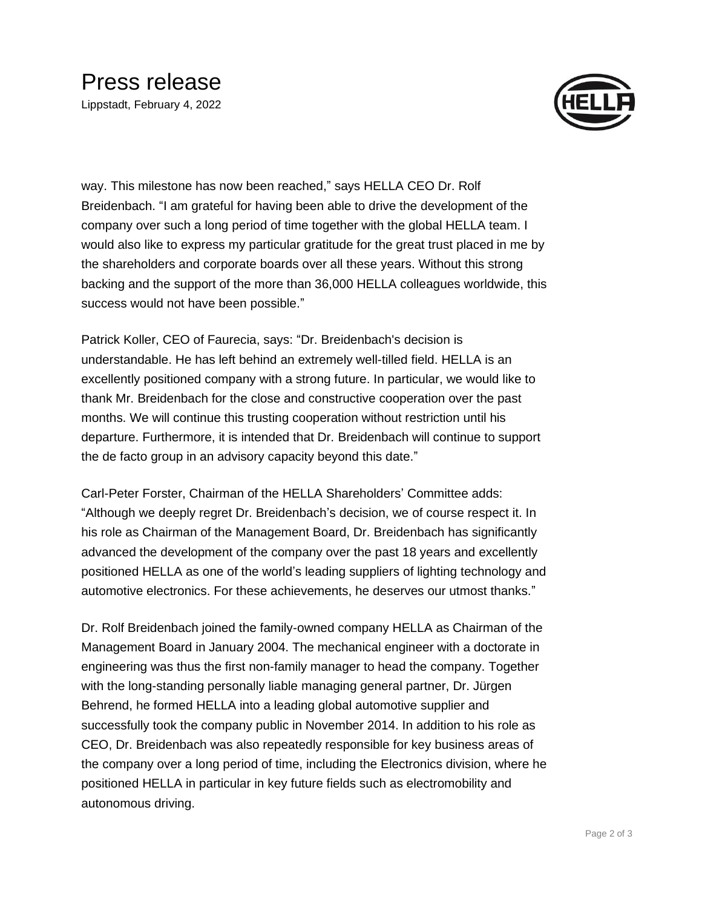way. This milestone has now been reached," says HELLA CEO Dr. Rolf Breidenbach. "I am grateful for having been able to drive the development of the company over such a long period of time together with the global HELLA team. I would also like to express my particular gratitude for the great trust placed in me by the shareholders and corporate boards over all these years. Without this strong backing and the support of the more than 36,000 HELLA colleagues worldwide, this success would not have been possible."

Patrick Koller, CEO of Faurecia, says: "Dr. Breidenbach's decision is understandable. He has left behind an extremely well-tilled field. HELLA is an excellently positioned company with a strong future. In particular, we would like to thank Mr. Breidenbach for the close and constructive cooperation over the past months. We will continue this trusting cooperation without restriction until his departure. Furthermore, it is intended that Dr. Breidenbach will continue to support the de facto group in an advisory capacity beyond this date."

Carl-Peter Forster, Chairman of the HELLA Shareholders' Committee adds: "Although we deeply regret Dr. Breidenbach's decision, we of course respect it. In his role as Chairman of the Management Board, Dr. Breidenbach has significantly advanced the development of the company over the past 18 years and excellently positioned HELLA as one of the world's leading suppliers of lighting technology and automotive electronics. For these achievements, he deserves our utmost thanks."

Dr. Rolf Breidenbach joined the family-owned company HELLA as Chairman of the Management Board in January 2004. The mechanical engineer with a doctorate in engineering was thus the first non-family manager to head the company. Together with the long-standing personally liable managing general partner, Dr. Jürgen Behrend, he formed HELLA into a leading global automotive supplier and successfully took the company public in November 2014. In addition to his role as CEO, Dr. Breidenbach was also repeatedly responsible for key business areas of the company over a long period of time, including the Electronics division, where he positioned HELLA in particular in key future fields such as electromobility and autonomous driving.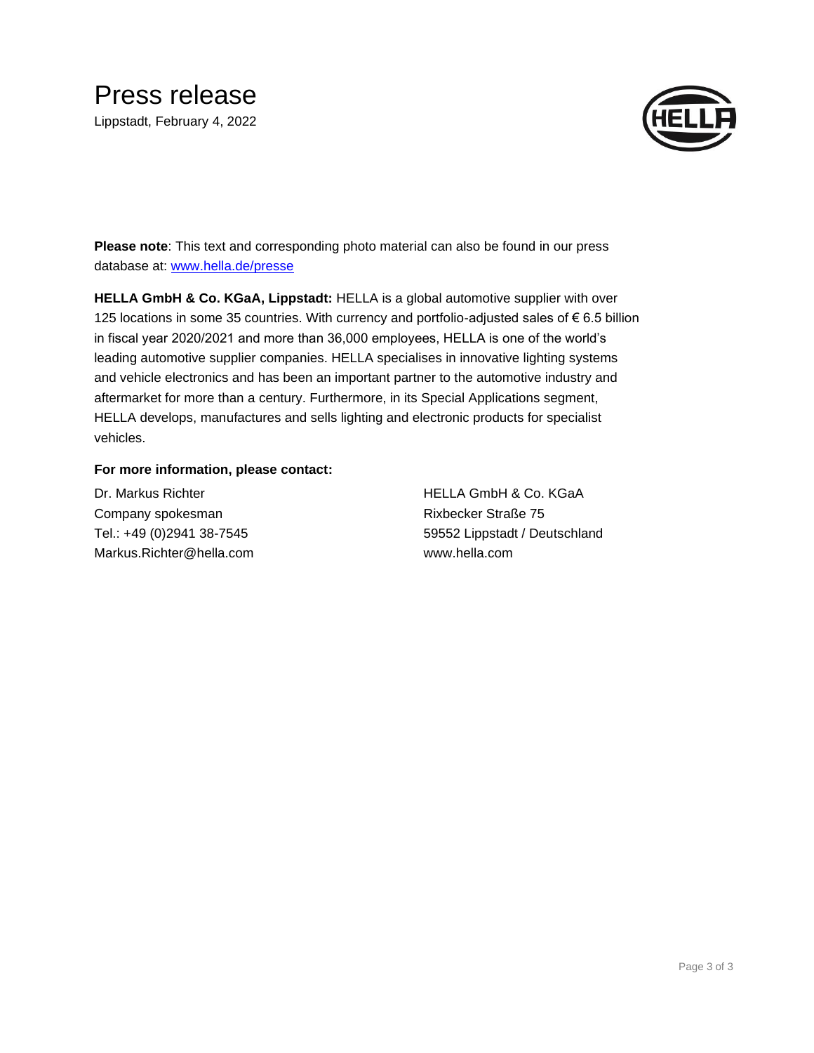# Press release

Lippstadt, February 4, 2022

**Please note**: This text and corresponding photo material can also be found in our press database at: www.hella.de/presse

**HELLA GmbH & Co. KGaA, Lippstadt:** HELLA is a global automotive supplier with over 125 locations in some 35 countries. With currency and portfolio-adjusted sales of € 6.5 billion in fiscal year 2020/2021 and more than 36,000 employees, HELLA is one of the world's leading automotive supplier companies. HELLA specialises in innovative lighting systems and vehicle electronics and has been an important partner to the automotive industry and aftermarket for more than a century. Furthermore, in its Special Applications segment, HELLA develops, manufactures and sells lighting and electronic products for specialist vehicles.

**For more information, please contact:**

Dr. Markus Richter
Company spokesman
Tel.: +49 (0)2941 38-7545
Markus.Richter@hella.com

HELLA GmbH & Co. KGaA
Rixbecker Straße 75
59552 Lippstadt / Deutschland
www.hella.com